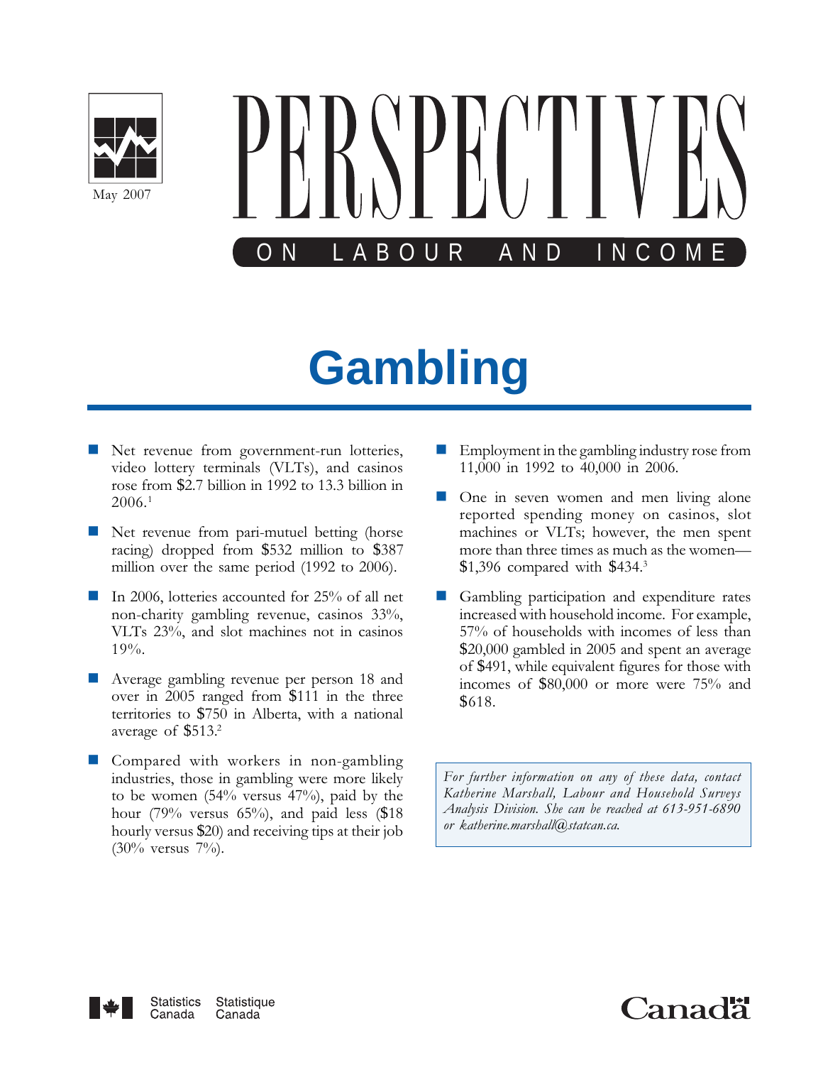May 2007

# PERSPECTIVES ON LABOUR AND INCOME

# Gambling

- Net revenue from government-run lotteries, video lottery terminals (VLTs), and casinos rose from $2.7 billion in 1992 to 13.3 billion in 2006.[1]

- Net revenue from pari-mutuel betting (horse racing) dropped from $532 million to $387 million over the same period (1992 to 2006).

- In 2006, lotteries accounted for 25% of all net non-charity gambling revenue, casinos 33%, VLTs 23%, and slot machines not in casinos 19%.

- Average gambling revenue per person 18 and over in 2005 ranged from $111 in the three territories to $750 in Alberta, with a national average of $513.[2]

- Compared with workers in non-gambling industries, those in gambling were more likely to be women (54% versus 47%), paid by the hour (79% versus 65%), and paid less ($18 hourly versus $20) and receiving tips at their job (30% versus 7%).

- Employment in the gambling industry rose from 11,000 in 1992 to 40,000 in 2006.

- One in seven women and men living alone reported spending money on casinos, slot machines or VLTs; however, the men spent more than three times as much as the women—$1,396 compared with $434.[3]

- Gambling participation and expenditure rates increased with household income. For example, 57% of households with incomes of less than $20,000 gambled in 2005 and spent an average of $491, while equivalent figures for those with incomes of $80,000 or more were 75% and $618.

*For further information on any of these data, contact Katherine Marshall, Labour and Household Surveys Analysis Division. She can be reached at 613-951-6890 or katherine.marshall@statcan.ca.*

Statistics Canada Statistique Canada

Canada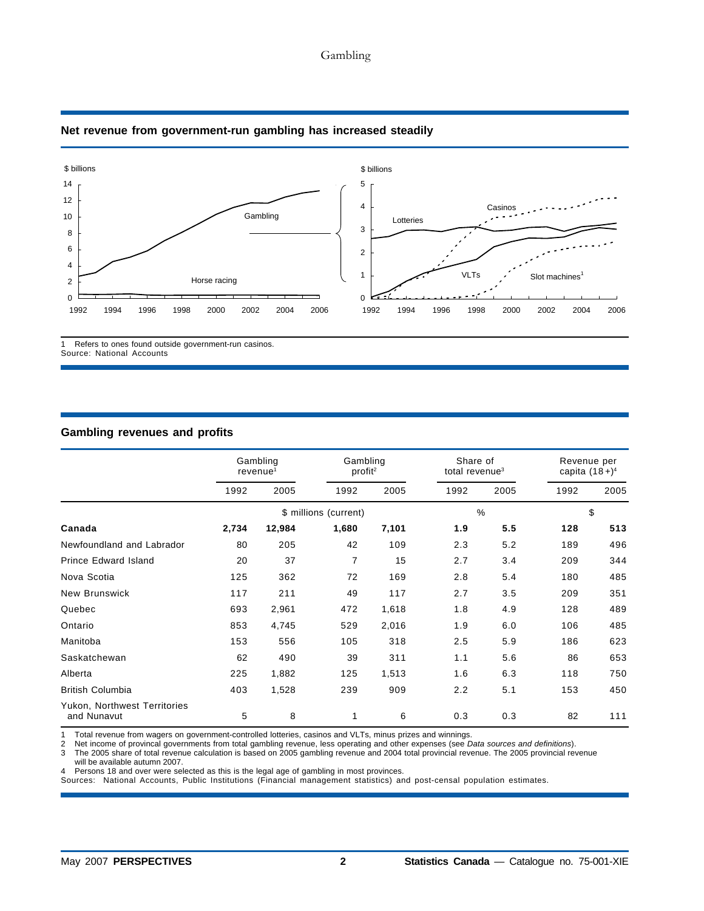## Net revenue from government-run gambling has increased steadily

1 Refers to ones found outside government-run casinos.
Source: National Accounts

## Gambling revenues and profits

| | Gambling revenue[1] | | Gambling profit[2] | | Share of total revenue[3] | | Revenue per capita (18+)[4] | |
|---|---|---|---|---|---|---|---|---|
| | 1992 | 2005 | 1992 | 2005 | 1992 | 2005 | 1992 | 2005 |
| | $ millions (current) | | | | % | | $ | |
| **Canada** | **2,734** | **12,984** | **1,680** | **7,101** | **1.9** | **5.5** | **128** | **513** |
| Newfoundland and Labrador | 80 | 205 | 42 | 109 | 2.3 | 5.2 | 189 | 496 |
| Prince Edward Island | 20 | 37 | 7 | 15 | 2.7 | 3.4 | 209 | 344 |
| Nova Scotia | 125 | 362 | 72 | 169 | 2.8 | 5.4 | 180 | 485 |
| New Brunswick | 117 | 211 | 49 | 117 | 2.7 | 3.5 | 209 | 351 |
| Quebec | 693 | 2,961 | 472 | 1,618 | 1.8 | 4.9 | 128 | 489 |
| Ontario | 853 | 4,745 | 529 | 2,016 | 1.9 | 6.0 | 106 | 485 |
| Manitoba | 153 | 556 | 105 | 318 | 2.5 | 5.9 | 186 | 623 |
| Saskatchewan | 62 | 490 | 39 | 311 | 1.1 | 5.6 | 86 | 653 |
| Alberta | 225 | 1,882 | 125 | 1,513 | 1.6 | 6.3 | 118 | 750 |
| British Columbia | 403 | 1,528 | 239 | 909 | 2.2 | 5.1 | 153 | 450 |
| Yukon, Northwest Territories and Nunavut | 5 | 8 | 1 | 6 | 0.3 | 0.3 | 82 | 111 |

1 Total revenue from wagers on government-controlled lotteries, casinos and VLTs, minus prizes and winnings.
2 Net income of provincal governments from total gambling revenue, less operating and other expenses (see *Data sources and definitions*).
3 The 2005 share of total revenue calculation is based on 2005 gambling revenue and 2004 total provincial revenue. The 2005 provincial revenue will be available autumn 2007.
4 Persons 18 and over were selected as this is the legal age of gambling in most provinces.
Sources: National Accounts, Public Institutions (Financial management statistics) and post-censal population estimates.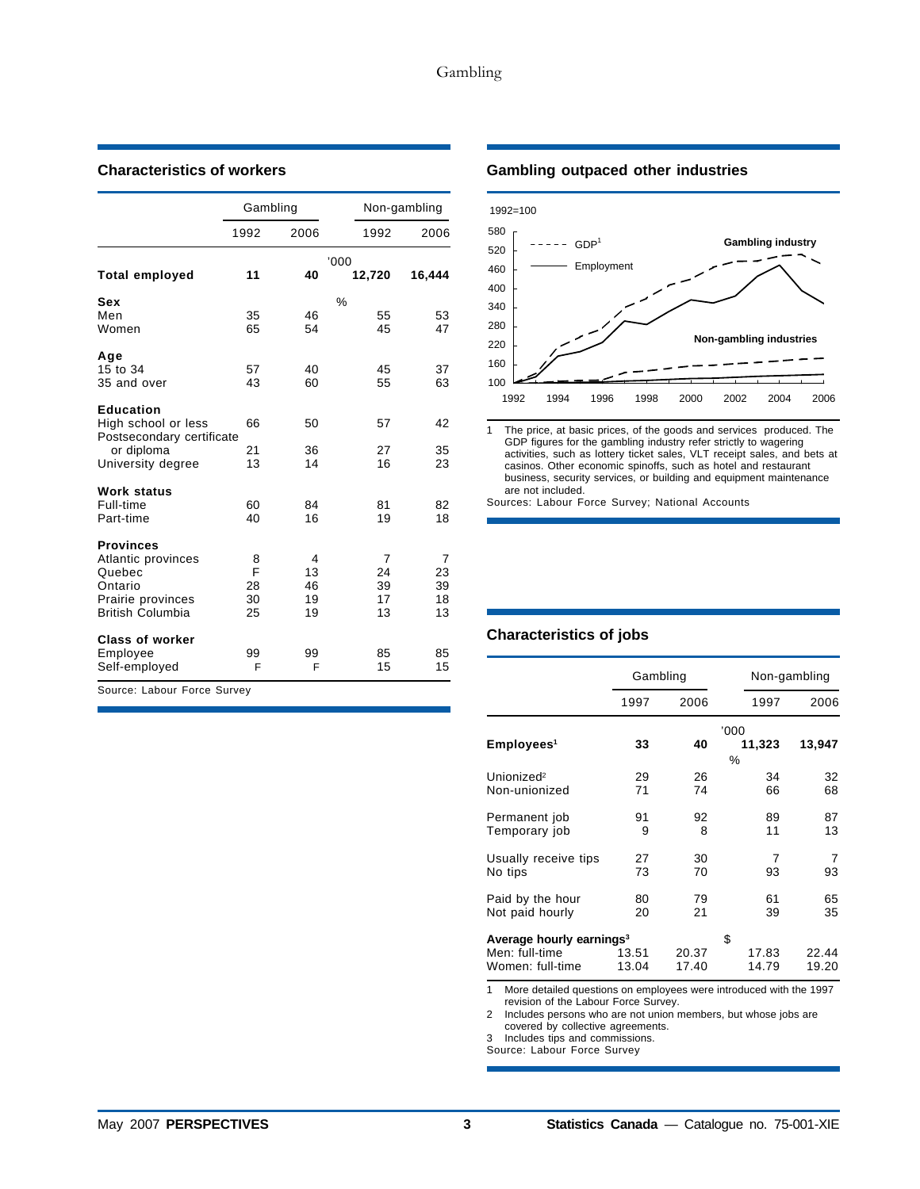## Characteristics of workers

| | Gambling | | Non-gambling | |
|---|---|---|---|---|
| | 1992 | 2006 | 1992 | 2006 |
| | | '000 | | |
| **Total employed** | **11** | **40** | **12,720** | **16,444** |
| | | % | | |
| **Sex** | | | | |
| Men | 35 | 46 | 55 | 53 |
| Women | 65 | 54 | 45 | 47 |
| **Age** | | | | |
| 15 to 34 | 57 | 40 | 45 | 37 |
| 35 and over | 43 | 60 | 55 | 63 |
| **Education** | | | | |
| High school or less | 66 | 50 | 57 | 42 |
| Postsecondary certificate or diploma | 21 | 36 | 27 | 35 |
| University degree | 13 | 14 | 16 | 23 |
| **Work status** | | | | |
| Full-time | 60 | 84 | 81 | 82 |
| Part-time | 40 | 16 | 19 | 18 |
| **Provinces** | | | | |
| Atlantic provinces | 8 | 4 | 7 | 7 |
| Quebec | F | 13 | 24 | 23 |
| Ontario | 28 | 46 | 39 | 39 |
| Prairie provinces | 30 | 19 | 17 | 18 |
| British Columbia | 25 | 19 | 13 | 13 |
| **Class of worker** | | | | |
| Employee | 99 | 99 | 85 | 85 |
| Self-employed | F | F | 15 | 15 |

Source: Labour Force Survey

## Gambling outpaced other industries

1992=100

| | 1992 | 1994 | 1996 | 1998 | 2000 | 2002 | 2004 | 2006 |
|---|---|---|---|---|---|---|---|---|
| Gambling industry | | | | | | | | |
| Non-gambling industries | | | | | | | | |

Legend: GDP[1] (dashed line); Employment (solid line)

1 The price, at basic prices, of the goods and services produced. The GDP figures for the gambling industry refer strictly to wagering activities, such as lottery ticket sales, VLT receipt sales, and bets at casinos. Other economic spinoffs, such as hotel and restaurant business, security services, or building and equipment maintenance are not included.

Sources: Labour Force Survey; National Accounts

## Characteristics of jobs

| | Gambling | | Non-gambling | |
|---|---|---|---|---|
| | 1997 | 2006 | 1997 | 2006 |
| | | '000 | | |
| **Employees[1]** | **33** | **40** | **11,323** | **13,947** |
| | | % | | |
| Unionized[2] | 29 | 26 | 34 | 32 |
| Non-unionized | 71 | 74 | 66 | 68 |
| Permanent job | 91 | 92 | 89 | 87 |
| Temporary job | 9 | 8 | 11 | 13 |
| Usually receive tips | 27 | 30 | 7 | 7 |
| No tips | 73 | 70 | 93 | 93 |
| Paid by the hour | 80 | 79 | 61 | 65 |
| Not paid hourly | 20 | 21 | 39 | 35 |
| **Average hourly earnings[3]** | | $ | | |
| Men: full-time | 13.51 | 20.37 | 17.83 | 22.44 |
| Women: full-time | 13.04 | 17.40 | 14.79 | 19.20 |

1 More detailed questions on employees were introduced with the 1997 revision of the Labour Force Survey.
2 Includes persons who are not union members, but whose jobs are covered by collective agreements.
3 Includes tips and commissions.
Source: Labour Force Survey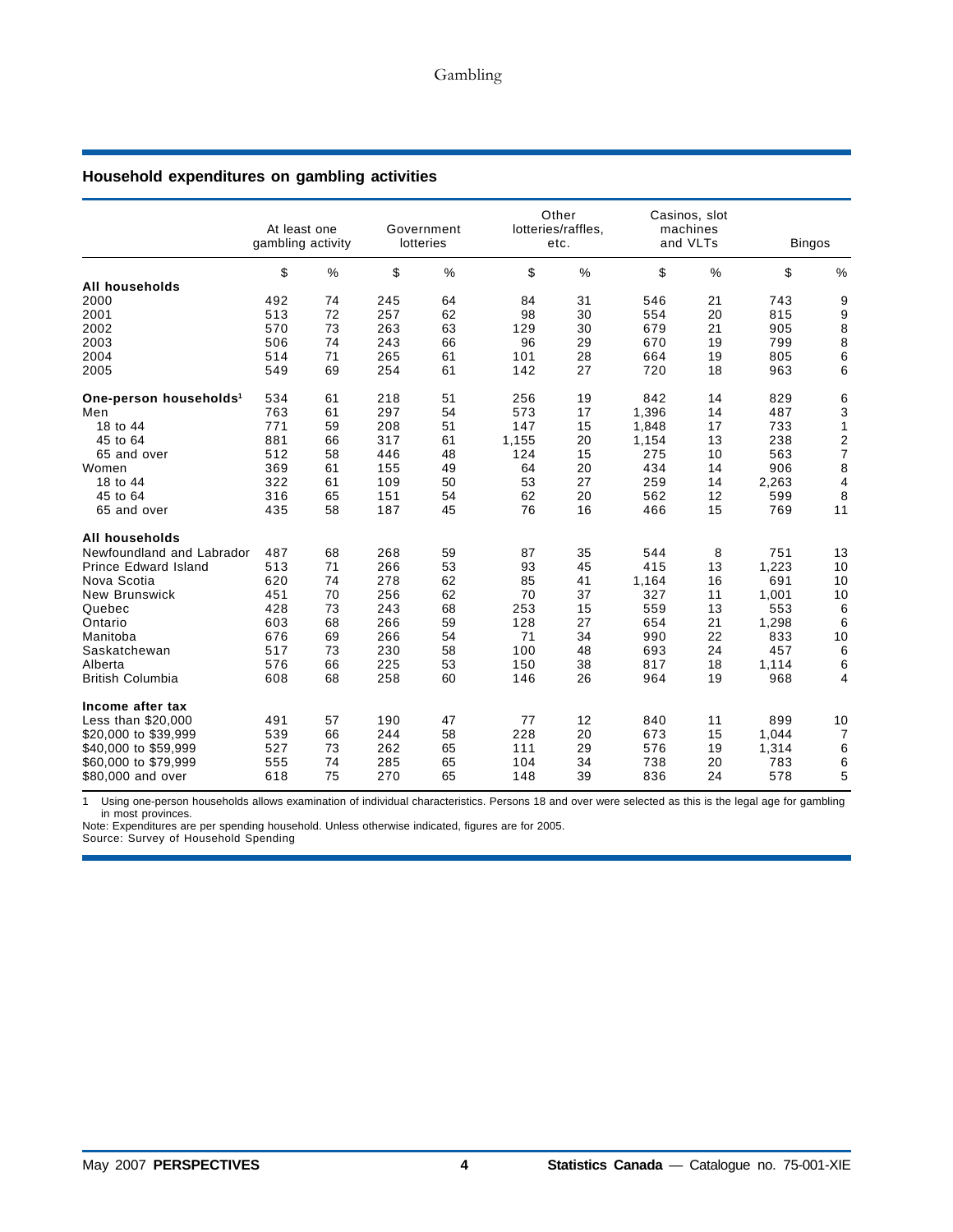## Household expenditures on gambling activities

| | At least one gambling activity | | Government lotteries | | Other lotteries/raffles, etc. | | Casinos, slot machines and VLTs | | Bingos | |
|---|---|---|---|---|---|---|---|---|---|---|
| | $ | % | $ | % | $ | % | $ | % | $ | % |
| **All households** | | | | | | | | | | |
| 2000 | 492 | 74 | 245 | 64 | 84 | 31 | 546 | 21 | 743 | 9 |
| 2001 | 513 | 72 | 257 | 62 | 98 | 30 | 554 | 20 | 815 | 9 |
| 2002 | 570 | 73 | 263 | 63 | 129 | 30 | 679 | 21 | 905 | 8 |
| 2003 | 506 | 74 | 243 | 66 | 96 | 29 | 670 | 19 | 799 | 8 |
| 2004 | 514 | 71 | 265 | 61 | 101 | 28 | 664 | 19 | 805 | 6 |
| 2005 | 549 | 69 | 254 | 61 | 142 | 27 | 720 | 18 | 963 | 6 |
| **One-person households[1]** | 534 | 61 | 218 | 51 | 256 | 19 | 842 | 14 | 829 | 6 |
| Men | 763 | 61 | 297 | 54 | 573 | 17 | 1,396 | 14 | 487 | 3 |
| 18 to 44 | 771 | 59 | 208 | 51 | 147 | 15 | 1,848 | 17 | 733 | 1 |
| 45 to 64 | 881 | 66 | 317 | 61 | 1,155 | 20 | 1,154 | 13 | 238 | 2 |
| 65 and over | 512 | 58 | 446 | 48 | 124 | 15 | 275 | 10 | 563 | 7 |
| Women | 369 | 61 | 155 | 49 | 64 | 20 | 434 | 14 | 906 | 8 |
| 18 to 44 | 322 | 61 | 109 | 50 | 53 | 27 | 259 | 14 | 2,263 | 4 |
| 45 to 64 | 316 | 65 | 151 | 54 | 62 | 20 | 562 | 12 | 599 | 8 |
| 65 and over | 435 | 58 | 187 | 45 | 76 | 16 | 466 | 15 | 769 | 11 |
| **All households** | | | | | | | | | | |
| Newfoundland and Labrador | 487 | 68 | 268 | 59 | 87 | 35 | 544 | 8 | 751 | 13 |
| Prince Edward Island | 513 | 71 | 266 | 53 | 93 | 45 | 415 | 13 | 1,223 | 10 |
| Nova Scotia | 620 | 74 | 278 | 62 | 85 | 41 | 1,164 | 16 | 691 | 10 |
| New Brunswick | 451 | 70 | 256 | 62 | 70 | 37 | 327 | 11 | 1,001 | 10 |
| Quebec | 428 | 73 | 243 | 68 | 253 | 15 | 559 | 13 | 553 | 6 |
| Ontario | 603 | 68 | 266 | 59 | 128 | 27 | 654 | 21 | 1,298 | 6 |
| Manitoba | 676 | 69 | 266 | 54 | 71 | 34 | 990 | 22 | 833 | 10 |
| Saskatchewan | 517 | 73 | 230 | 58 | 100 | 48 | 693 | 24 | 457 | 6 |
| Alberta | 576 | 66 | 225 | 53 | 150 | 38 | 817 | 18 | 1,114 | 6 |
| British Columbia | 608 | 68 | 258 | 60 | 146 | 26 | 964 | 19 | 968 | 4 |
| **Income after tax** | | | | | | | | | | |
| Less than $20,000 | 491 | 57 | 190 | 47 | 77 | 12 | 840 | 11 | 899 | 10 |
| $20,000 to $39,999 | 539 | 66 | 244 | 58 | 228 | 20 | 673 | 15 | 1,044 | 7 |
| $40,000 to $59,999 | 527 | 73 | 262 | 65 | 111 | 29 | 576 | 19 | 1,314 | 6 |
| $60,000 to $79,999 | 555 | 74 | 285 | 65 | 104 | 34 | 738 | 20 | 783 | 6 |
| $80,000 and over | 618 | 75 | 270 | 65 | 148 | 39 | 836 | 24 | 578 | 5 |

1 Using one-person households allows examination of individual characteristics. Persons 18 and over were selected as this is the legal age for gambling in most provinces.

Note: Expenditures are per spending household. Unless otherwise indicated, figures are for 2005.

Source: Survey of Household Spending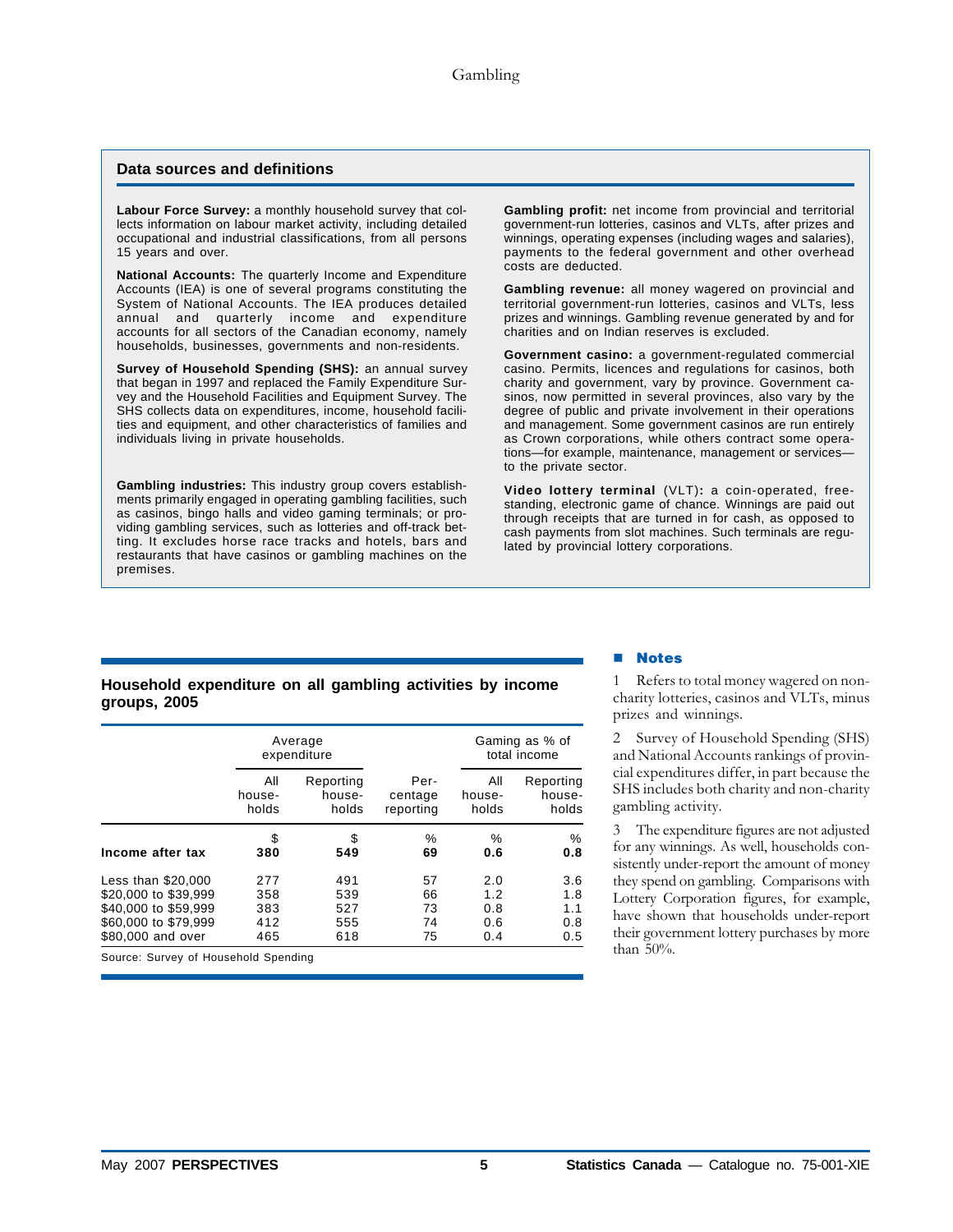## Data sources and definitions

**Labour Force Survey:** a monthly household survey that collects information on labour market activity, including detailed occupational and industrial classifications, from all persons 15 years and over.

**National Accounts:** The quarterly Income and Expenditure Accounts (IEA) is one of several programs constituting the System of National Accounts. The IEA produces detailed annual and quarterly income and expenditure accounts for all sectors of the Canadian economy, namely households, businesses, governments and non-residents.

**Survey of Household Spending (SHS):** an annual survey that began in 1997 and replaced the Family Expenditure Survey and the Household Facilities and Equipment Survey. The SHS collects data on expenditures, income, household facilities and equipment, and other characteristics of families and individuals living in private households.

**Gambling industries:** This industry group covers establishments primarily engaged in operating gambling facilities, such as casinos, bingo halls and video gaming terminals; or providing gambling services, such as lotteries and off-track betting. It excludes horse race tracks and hotels, bars and restaurants that have casinos or gambling machines on the premises.

**Gambling profit:** net income from provincial and territorial government-run lotteries, casinos and VLTs, after prizes and winnings, operating expenses (including wages and salaries), payments to the federal government and other overhead costs are deducted.

**Gambling revenue:** all money wagered on provincial and territorial government-run lotteries, casinos and VLTs, less prizes and winnings. Gambling revenue generated by and for charities and on Indian reserves is excluded.

**Government casino:** a government-regulated commercial casino. Permits, licences and regulations for casinos, both charity and government, vary by province. Government casinos, now permitted in several provinces, also vary by the degree of public and private involvement in their operations and management. Some government casinos are run entirely as Crown corporations, while others contract some operations—for example, maintenance, management or services—to the private sector.

**Video lottery terminal** (VLT)**:** a coin-operated, free-standing, electronic game of chance. Winnings are paid out through receipts that are turned in for cash, as opposed to cash payments from slot machines. Such terminals are regulated by provincial lottery corporations.

### Household expenditure on all gambling activities by income groups, 2005

| | Average expenditure | | | Gaming as % of total income | |
|---|---|---|---|---|---|
| | All households | Reporting households | Percentage reporting | All households | Reporting households |
| | $ | $ | % | % | % |
| **Income after tax** | **380** | **549** | **69** | **0.6** | **0.8** |
| Less than $20,000 | 277 | 491 | 57 | 2.0 | 3.6 |
| $20,000 to $39,999 | 358 | 539 | 66 | 1.2 | 1.8 |
| $40,000 to $59,999 | 383 | 527 | 73 | 0.8 | 1.1 |
| $60,000 to $79,999 | 412 | 555 | 74 | 0.6 | 0.8 |
| $80,000 and over | 465 | 618 | 75 | 0.4 | 0.5 |

Source: Survey of Household Spending

### Notes

1 Refers to total money wagered on non-charity lotteries, casinos and VLTs, minus prizes and winnings.

2 Survey of Household Spending (SHS) and National Accounts rankings of provincial expenditures differ, in part because the SHS includes both charity and non-charity gambling activity.

3 The expenditure figures are not adjusted for any winnings. As well, households consistently under-report the amount of money they spend on gambling. Comparisons with Lottery Corporation figures, for example, have shown that households under-report their government lottery purchases by more than 50%.